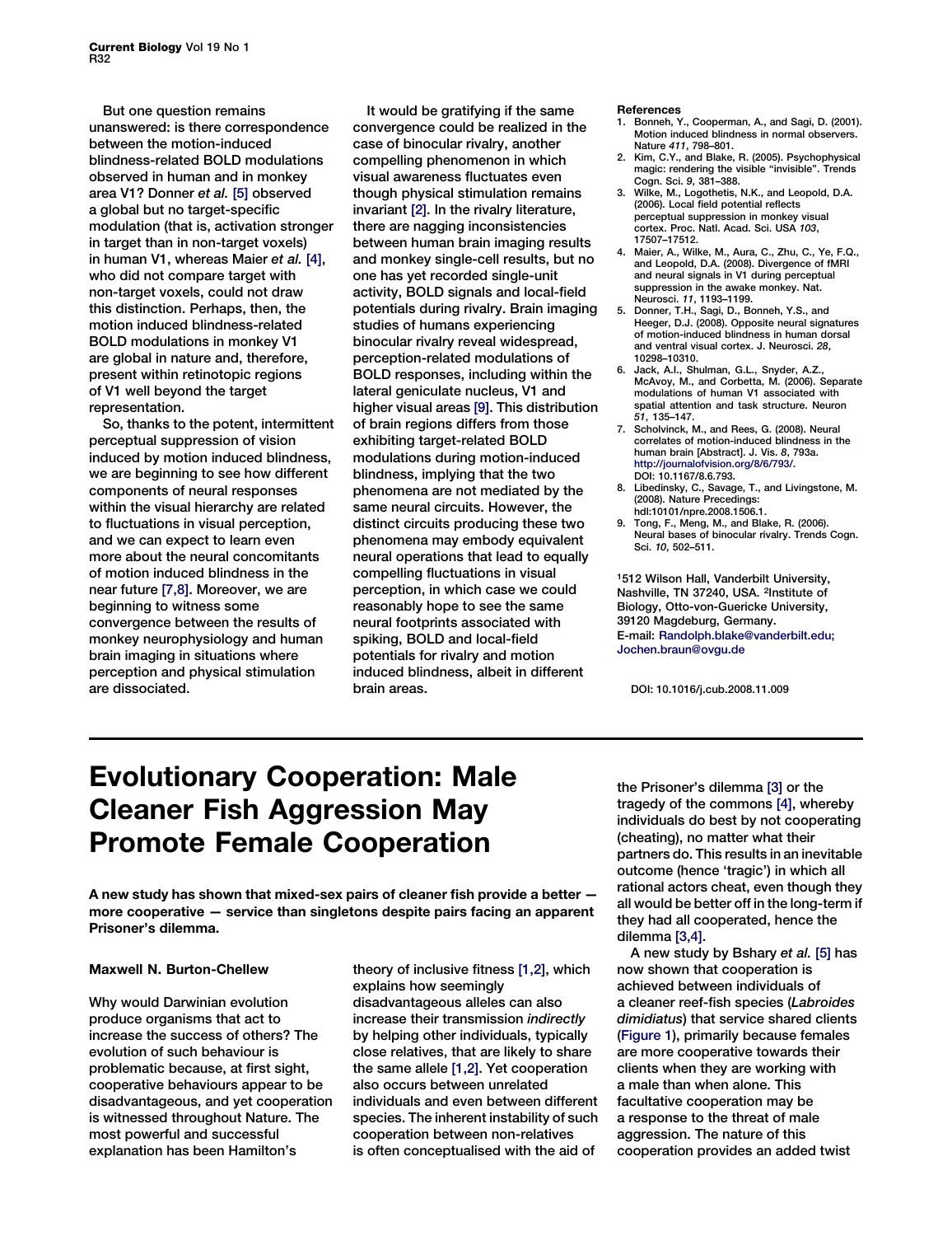But one question remains unanswered: is there correspondence between the motion-induced blindness-related BOLD modulations observed in human and in monkey area V1? Donner *et al.* [5] observed a global but no target-specific modulation (that is, activation stronger in target than in non-target voxels) in human V1, whereas Maier *et al.* [4], who did not compare target with non-target voxels, could not draw this distinction. Perhaps, then, the motion induced blindness-related BOLD modulations in monkey V1 are global in nature and, therefore, present within retinotopic regions of V1 well beyond the target representation.

So, thanks to the potent, intermittent perceptual suppression of vision induced by motion induced blindness, we are beginning to see how different components of neural responses within the visual hierarchy are related to fluctuations in visual perception, and we can expect to learn even more about the neural concomitants of motion induced blindness in the near future [7,8]. Moreover, we are beginning to witness some convergence between the results of monkey neurophysiology and human brain imaging in situations where perception and physical stimulation are dissociated.

It would be gratifying if the same convergence could be realized in the case of binocular rivalry, another compelling phenomenon in which visual awareness fluctuates even though physical stimulation remains invariant [2]. In the rivalry literature, there are nagging inconsistencies between human brain imaging results and monkey single-cell results, but no one has yet recorded single-unit activity, BOLD signals and local-field potentials during rivalry. Brain imaging studies of humans experiencing binocular rivalry reveal widespread, perception-related modulations of BOLD responses, including within the lateral geniculate nucleus, V1 and higher visual areas [9]. This distribution of brain regions differs from those exhibiting target-related BOLD modulations during motion-induced blindness, implying that the two phenomena are not mediated by the same neural circuits. However, the distinct circuits producing these two phenomena may embody equivalent neural operations that lead to equally compelling fluctuations in visual perception, in which case we could reasonably hope to see the same neural footprints associated with spiking, BOLD and local-field potentials for rivalry and motion induced blindness, albeit in different brain areas.

**References**

1. Bonneh, Y., Cooperman, A., and Sagi, D. (2001). Motion induced blindness in normal observers. Nature *411*, 798–801.
2. Kim, C.Y., and Blake, R. (2005). Psychophysical magic: rendering the visible "invisible". Trends Cogn. Sci. *9*, 381–388.
3. Wilke, M., Logothetis, N.K., and Leopold, D.A. (2006). Local field potential reflects perceptual suppression in monkey visual cortex. Proc. Natl. Acad. Sci. USA *103*, 17507–17512.
4. Maier, A., Wilke, M., Aura, C., Zhu, C., Ye, F.Q., and Leopold, D.A. (2008). Divergence of fMRI and neural signals in V1 during perceptual suppression in the awake monkey. Nat. Neurosci. *11*, 1193–1199.
5. Donner, T.H., Sagi, D., Bonneh, Y.S., and Heeger, D.J. (2008). Opposite neural signatures of motion-induced blindness in human dorsal and ventral visual cortex. J. Neurosci. *28*, 10298–10310.
6. Jack, A.I., Shulman, G.L., Snyder, A.Z., McAvoy, M., and Corbetta, M. (2006). Separate modulations of human V1 associated with spatial attention and task structure. Neuron *51*, 135–147.
7. Scholvinck, M., and Rees, G. (2008). Neural correlates of motion-induced blindness in the human brain [Abstract]. J. Vis. *8*, 793a. http://journalofvision.org/8/6/793/. DOI: 10.1167/8.6.793.
8. Libedinsky, C., Savage, T., and Livingstone, M. (2008). Nature Precedings: hdl:10101/npre.2008.1506.1.
9. Tong, F., Meng, M., and Blake, R. (2006). Neural bases of binocular rivalry. Trends Cogn. Sci. *10*, 502–511.

[1]512 Wilson Hall, Vanderbilt University, Nashville, TN 37240, USA. [2]Institute of Biology, Otto-von-Guericke University, 39120 Magdeburg, Germany.
E-mail: Randolph.blake@vanderbilt.edu; Jochen.braun@ovgu.de

DOI: 10.1016/j.cub.2008.11.009

# Evolutionary Cooperation: Male Cleaner Fish Aggression May Promote Female Cooperation

**A new study has shown that mixed-sex pairs of cleaner fish provide a better — more cooperative — service than singletons despite pairs facing an apparent Prisoner's dilemma.**

**Maxwell N. Burton-Chellew**

Why would Darwinian evolution produce organisms that act to increase the success of others? The evolution of such behaviour is problematic because, at first sight, cooperative behaviours appear to be disadvantageous, and yet cooperation is witnessed throughout Nature. The most powerful and successful explanation has been Hamilton's theory of inclusive fitness [1,2], which explains how seemingly disadvantageous alleles can also increase their transmission *indirectly* by helping other individuals, typically close relatives, that are likely to share the same allele [1,2]. Yet cooperation also occurs between unrelated individuals and even between different species. The inherent instability of such cooperation between non-relatives is often conceptualised with the aid of the Prisoner's dilemma [3] or the tragedy of the commons [4], whereby individuals do best by not cooperating (cheating), no matter what their partners do. This results in an inevitable outcome (hence 'tragic') in which all rational actors cheat, even though they all would be better off in the long-term if they had all cooperated, hence the dilemma [3,4].

A new study by Bshary *et al.* [5] has now shown that cooperation is achieved between individuals of a cleaner reef-fish species (*Labroides dimidiatus*) that service shared clients (Figure 1), primarily because females are more cooperative towards their clients when they are working with a male than when alone. This facultative cooperation may be a response to the threat of male aggression. The nature of this cooperation provides an added twist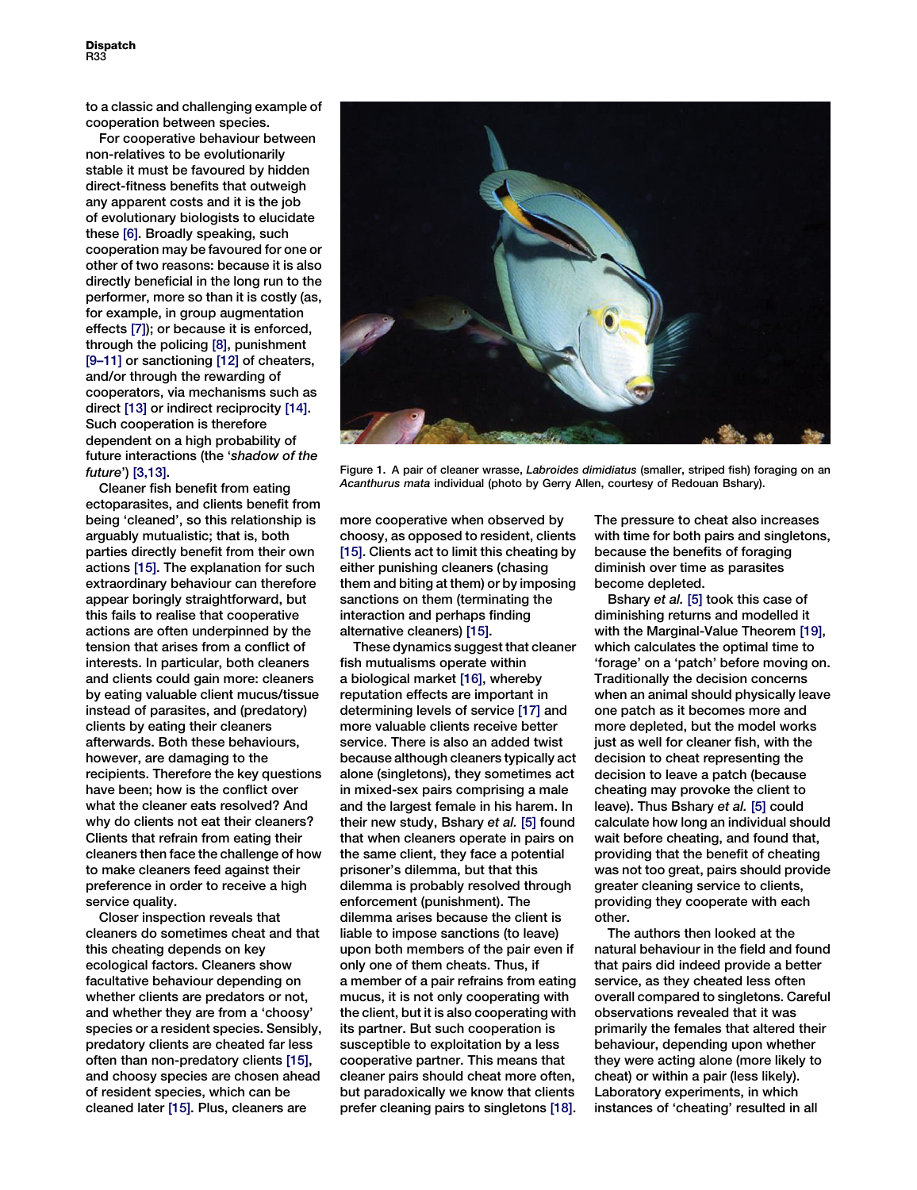to a classic and challenging example of cooperation between species.

For cooperative behaviour between non-relatives to be evolutionarily stable it must be favoured by hidden direct-fitness benefits that outweigh any apparent costs and it is the job of evolutionary biologists to elucidate these [6]. Broadly speaking, such cooperation may be favoured for one or other of two reasons: because it is also directly beneficial in the long run to the performer, more so than it is costly (as, for example, in group augmentation effects [7]); or because it is enforced, through the policing [8], punishment [9–11] or sanctioning [12] of cheaters, and/or through the rewarding of cooperators, via mechanisms such as direct [13] or indirect reciprocity [14]. Such cooperation is therefore dependent on a high probability of future interactions (the '*shadow of the future*') [3,13].

Cleaner fish benefit from eating ectoparasites, and clients benefit from being 'cleaned', so this relationship is arguably mutualistic; that is, both parties directly benefit from their own actions [15]. The explanation for such extraordinary behaviour can therefore appear boringly straightforward, but this fails to realise that cooperative actions are often underpinned by the tension that arises from a conflict of interests. In particular, both cleaners and clients could gain more: cleaners by eating valuable client mucus/tissue instead of parasites, and (predatory) clients by eating their cleaners afterwards. Both these behaviours, however, are damaging to the recipients. Therefore the key questions have been; how is the conflict over what the cleaner eats resolved? And why do clients not eat their cleaners? Clients that refrain from eating their cleaners then face the challenge of how to make cleaners feed against their preference in order to receive a high service quality.

Closer inspection reveals that cleaners do sometimes cheat and that this cheating depends on key ecological factors. Cleaners show facultative behaviour depending on whether clients are predators or not, and whether they are from a 'choosy' species or a resident species. Sensibly, predatory clients are cheated far less often than non-predatory clients [15], and choosy species are chosen ahead of resident species, which can be cleaned later [15]. Plus, cleaners are more cooperative when observed by choosy, as opposed to resident, clients [15]. Clients act to limit this cheating by either punishing cleaners (chasing them and biting at them) or by imposing sanctions on them (terminating the interaction and perhaps finding alternative cleaners) [15].

Figure 1. A pair of cleaner wrasse, *Labroides dimidiatus* (smaller, striped fish) foraging on an *Acanthurus mata* individual (photo by Gerry Allen, courtesy of Redouan Bshary).

These dynamics suggest that cleaner fish mutualisms operate within a biological market [16], whereby reputation effects are important in determining levels of service [17] and more valuable clients receive better service. There is also an added twist because although cleaners typically act alone (singletons), they sometimes act in mixed-sex pairs comprising a male and the largest female in his harem. In their new study, Bshary *et al.* [5] found that when cleaners operate in pairs on the same client, they face a potential prisoner's dilemma, but that this dilemma is probably resolved through enforcement (punishment). The dilemma arises because the client is liable to impose sanctions (to leave) upon both members of the pair even if only one of them cheats. Thus, if a member of a pair refrains from eating mucus, it is not only cooperating with the client, but it is also cooperating with its partner. But such cooperation is susceptible to exploitation by a less cooperative partner. This means that cleaner pairs should cheat more often, but paradoxically we know that clients prefer cleaning pairs to singletons [18]. The pressure to cheat also increases with time for both pairs and singletons, because the benefits of foraging diminish over time as parasites become depleted.

Bshary *et al.* [5] took this case of diminishing returns and modelled it with the Marginal-Value Theorem [19], which calculates the optimal time to 'forage' on a 'patch' before moving on. Traditionally the decision concerns when an animal should physically leave one patch as it becomes more and more depleted, but the model works just as well for cleaner fish, with the decision to cheat representing the decision to leave a patch (because cheating may provoke the client to leave). Thus Bshary *et al.* [5] could calculate how long an individual should wait before cheating, and found that, providing that the benefit of cheating was not too great, pairs should provide greater cleaning service to clients, providing they cooperate with each other.

The authors then looked at the natural behaviour in the field and found that pairs did indeed provide a better service, as they cheated less often overall compared to singletons. Careful observations revealed that it was primarily the females that altered their behaviour, depending upon whether they were acting alone (more likely to cheat) or within a pair (less likely). Laboratory experiments, in which instances of 'cheating' resulted in all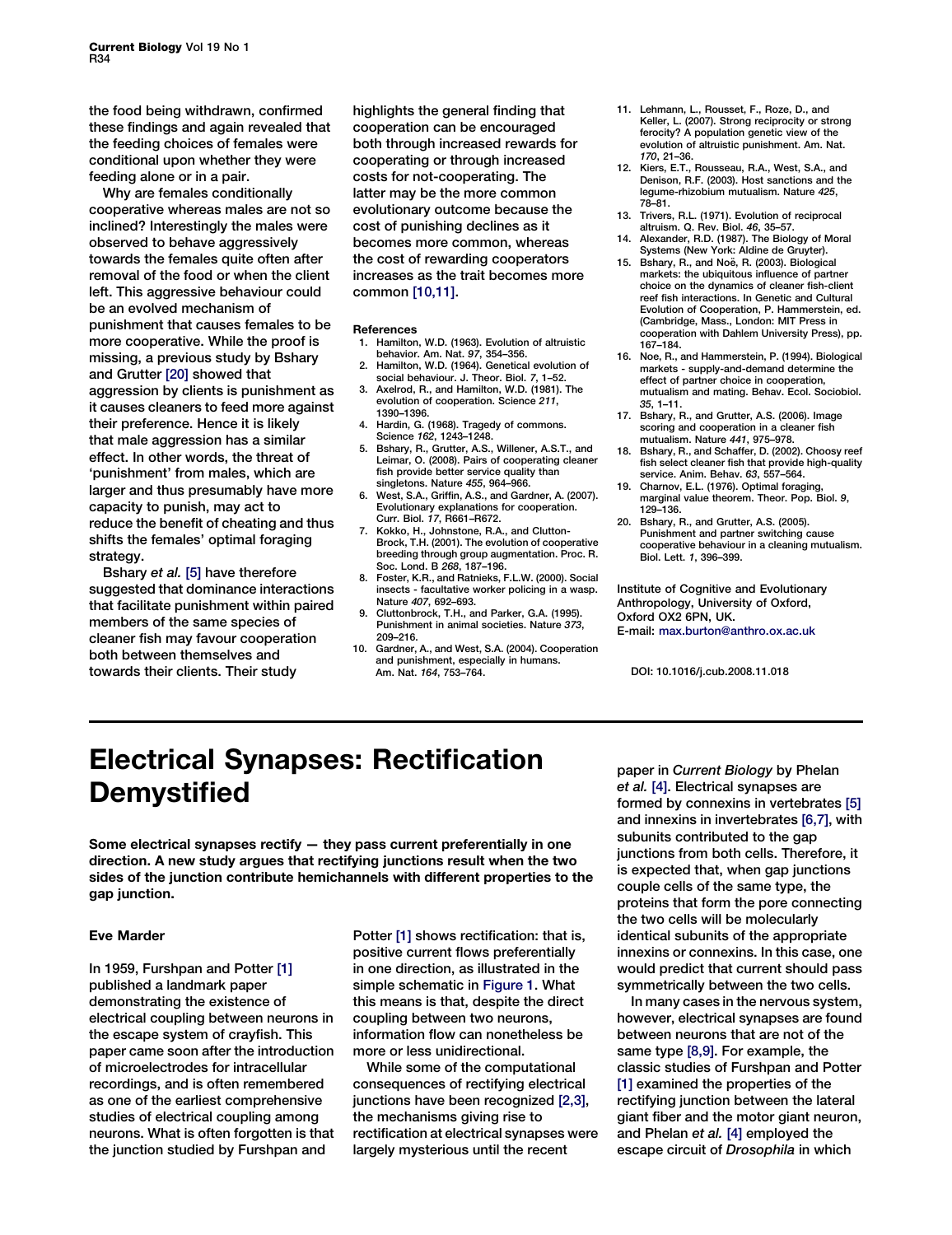the food being withdrawn, confirmed these findings and again revealed that the feeding choices of females were conditional upon whether they were feeding alone or in a pair.

Why are females conditionally cooperative whereas males are not so inclined? Interestingly the males were observed to behave aggressively towards the females quite often after removal of the food or when the client left. This aggressive behaviour could be an evolved mechanism of punishment that causes females to be more cooperative. While the proof is missing, a previous study by Bshary and Grutter [20] showed that aggression by clients is punishment as it causes cleaners to feed more against their preference. Hence it is likely that male aggression has a similar effect. In other words, the threat of 'punishment' from males, which are larger and thus presumably have more capacity to punish, may act to reduce the benefit of cheating and thus shifts the females' optimal foraging strategy.

Bshary *et al.* [5] have therefore suggested that dominance interactions that facilitate punishment within paired members of the same species of cleaner fish may favour cooperation both between themselves and towards their clients. Their study highlights the general finding that cooperation can be encouraged both through increased rewards for cooperating or through increased costs for not-cooperating. The latter may be the more common evolutionary outcome because the cost of punishing declines as it becomes more common, whereas the cost of rewarding cooperators increases as the trait becomes more common [10,11].

#### References

1. Hamilton, W.D. (1963). Evolution of altruistic behavior. Am. Nat. *97*, 354–356.
2. Hamilton, W.D. (1964). Genetical evolution of social behaviour. J. Theor. Biol. *7*, 1–52.
3. Axelrod, R., and Hamilton, W.D. (1981). The evolution of cooperation. Science *211*, 1390–1396.
4. Hardin, G. (1968). Tragedy of commons. Science *162*, 1243–1248.
5. Bshary, R., Grutter, A.S., Willener, A.S.T., and Leimar, O. (2008). Pairs of cooperating cleaner fish provide better service quality than singletons. Nature *455*, 964–966.
6. West, S.A., Griffin, A.S., and Gardner, A. (2007). Evolutionary explanations for cooperation. Curr. Biol. *17*, R661–R672.
7. Kokko, H., Johnstone, R.A., and Clutton-Brock, T.H. (2001). The evolution of cooperative breeding through group augmentation. Proc. R. Soc. Lond. B *268*, 187–196.
8. Foster, K.R., and Ratnieks, F.L.W. (2000). Social insects - facultative worker policing in a wasp. Nature *407*, 692–693.
9. Cluttonbrock, T.H., and Parker, G.A. (1995). Punishment in animal societies. Nature *373*, 209–216.
10. Gardner, A., and West, S.A. (2004). Cooperation and punishment, especially in humans. Am. Nat. *164*, 753–764.
11. Lehmann, L., Rousset, F., Roze, D., and Keller, L. (2007). Strong reciprocity or strong ferocity? A population genetic view of the evolution of altruistic punishment. Am. Nat. *170*, 21–36.
12. Kiers, E.T., Rousseau, R.A., West, S.A., and Denison, R.F. (2003). Host sanctions and the legume-rhizobium mutualism. Nature *425*, 78–81.
13. Trivers, R.L. (1971). Evolution of reciprocal altruism. Q. Rev. Biol. *46*, 35–57.
14. Alexander, R.D. (1987). The Biology of Moral Systems (New York: Aldine de Gruyter).
15. Bshary, R., and Noë, R. (2003). Biological markets: the ubiquitous influence of partner choice on the dynamics of cleaner fish-client reef fish interactions. In Genetic and Cultural Evolution of Cooperation, P. Hammerstein, ed. (Cambridge, Mass., London: MIT Press in cooperation with Dahlem University Press), pp. 167–184.
16. Noe, R., and Hammerstein, P. (1994). Biological markets - supply-and-demand determine the effect of partner choice in cooperation, mutualism and mating. Behav. Ecol. Sociobiol. *35*, 1–11.
17. Bshary, R., and Grutter, A.S. (2006). Image scoring and cooperation in a cleaner fish mutualism. Nature *441*, 975–978.
18. Bshary, R., and Schaffer, D. (2002). Choosy reef fish select cleaner fish that provide high-quality service. Anim. Behav. *63*, 557–564.
19. Charnov, E.L. (1976). Optimal foraging, marginal value theorem. Theor. Pop. Biol. *9*, 129–136.
20. Bshary, R., and Grutter, A.S. (2005). Punishment and partner switching cause cooperative behaviour in a cleaning mutualism. Biol. Lett. *1*, 396–399.

Institute of Cognitive and Evolutionary Anthropology, University of Oxford, Oxford OX2 6PN, UK.
E-mail: max.burton@anthro.ox.ac.uk

DOI: 10.1016/j.cub.2008.11.018

# Electrical Synapses: Rectification Demystified

**Some electrical synapses rectify — they pass current preferentially in one direction. A new study argues that rectifying junctions result when the two sides of the junction contribute hemichannels with different properties to the gap junction.**

**Eve Marder**

In 1959, Furshpan and Potter [1] published a landmark paper demonstrating the existence of electrical coupling between neurons in the escape system of crayfish. This paper came soon after the introduction of microelectrodes for intracellular recordings, and is often remembered as one of the earliest comprehensive studies of electrical coupling among neurons. What is often forgotten is that the junction studied by Furshpan and Potter [1] shows rectification: that is, positive current flows preferentially in one direction, as illustrated in the simple schematic in Figure 1. What this means is that, despite the direct coupling between two neurons, information flow can nonetheless be more or less unidirectional.

While some of the computational consequences of rectifying electrical junctions have been recognized [2,3], the mechanisms giving rise to rectification at electrical synapses were largely mysterious until the recent paper in *Current Biology* by Phelan *et al.* [4]. Electrical synapses are formed by connexins in vertebrates [5] and innexins in invertebrates [6,7], with subunits contributed to the gap junctions from both cells. Therefore, it is expected that, when gap junctions couple cells of the same type, the proteins that form the pore connecting the two cells will be molecularly identical subunits of the appropriate innexins or connexins. In this case, one would predict that current should pass symmetrically between the two cells.

In many cases in the nervous system, however, electrical synapses are found between neurons that are not of the same type [8,9]. For example, the classic studies of Furshpan and Potter [1] examined the properties of the rectifying junction between the lateral giant fiber and the motor giant neuron, and Phelan *et al.* [4] employed the escape circuit of *Drosophila* in which